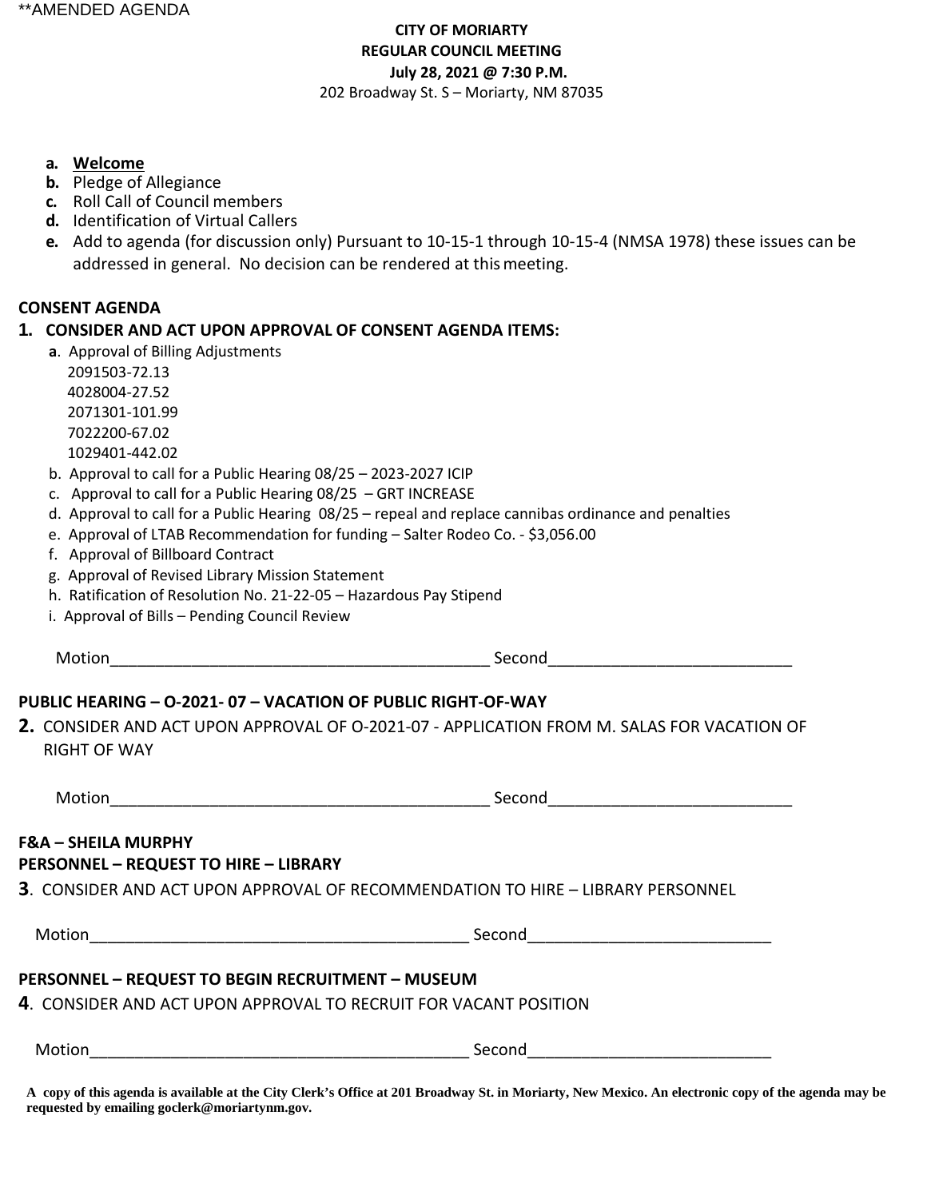**AMENDED AGENDA

**CITY OF MORIARTY**
**REGULAR COUNCIL MEETING**
**July 28, 2021 @ 7:30 P.M.**
202 Broadway St. S – Moriarty, NM 87035

- **a. Welcome**
- **b.** Pledge of Allegiance
- **c.** Roll Call of Council members
- **d.** Identification of Virtual Callers
- **e.** Add to agenda (for discussion only) Pursuant to 10-15-1 through 10-15-4 (NMSA 1978) these issues can be addressed in general. No decision can be rendered at this meeting.

**CONSENT AGENDA**

**1. CONSIDER AND ACT UPON APPROVAL OF CONSENT AGENDA ITEMS:**

- **a**. Approval of Billing Adjustments
  - 2091503-72.13
  - 4028004-27.52
  - 2071301-101.99
  - 7022200-67.02
  - 1029401-442.02
- b. Approval to call for a Public Hearing 08/25 – 2023-2027 ICIP
- c. Approval to call for a Public Hearing 08/25 – GRT INCREASE
- d. Approval to call for a Public Hearing 08/25 – repeal and replace cannibas ordinance and penalties
- e. Approval of LTAB Recommendation for funding – Salter Rodeo Co. - $3,056.00
- f. Approval of Billboard Contract
- g. Approval of Revised Library Mission Statement
- h. Ratification of Resolution No. 21-22-05 – Hazardous Pay Stipend
- i. Approval of Bills – Pending Council Review

Motion___________________________________________ Second___________________________

**PUBLIC HEARING – O-2021- 07 – VACATION OF PUBLIC RIGHT-OF-WAY**

**2.** CONSIDER AND ACT UPON APPROVAL OF O-2021-07 - APPLICATION FROM M. SALAS FOR VACATION OF RIGHT OF WAY

Motion___________________________________________ Second___________________________

**F&A – SHEILA MURPHY**

**PERSONNEL – REQUEST TO HIRE – LIBRARY**

**3**. CONSIDER AND ACT UPON APPROVAL OF RECOMMENDATION TO HIRE – LIBRARY PERSONNEL

Motion___________________________________________ Second___________________________

**PERSONNEL – REQUEST TO BEGIN RECRUITMENT – MUSEUM**

**4**. CONSIDER AND ACT UPON APPROVAL TO RECRUIT FOR VACANT POSITION

Motion___________________________________________ Second___________________________

**A copy of this agenda is available at the City Clerk's Office at 201 Broadway St. in Moriarty, New Mexico. An electronic copy of the agenda may be requested by emailing goclerk@moriartynm.gov.**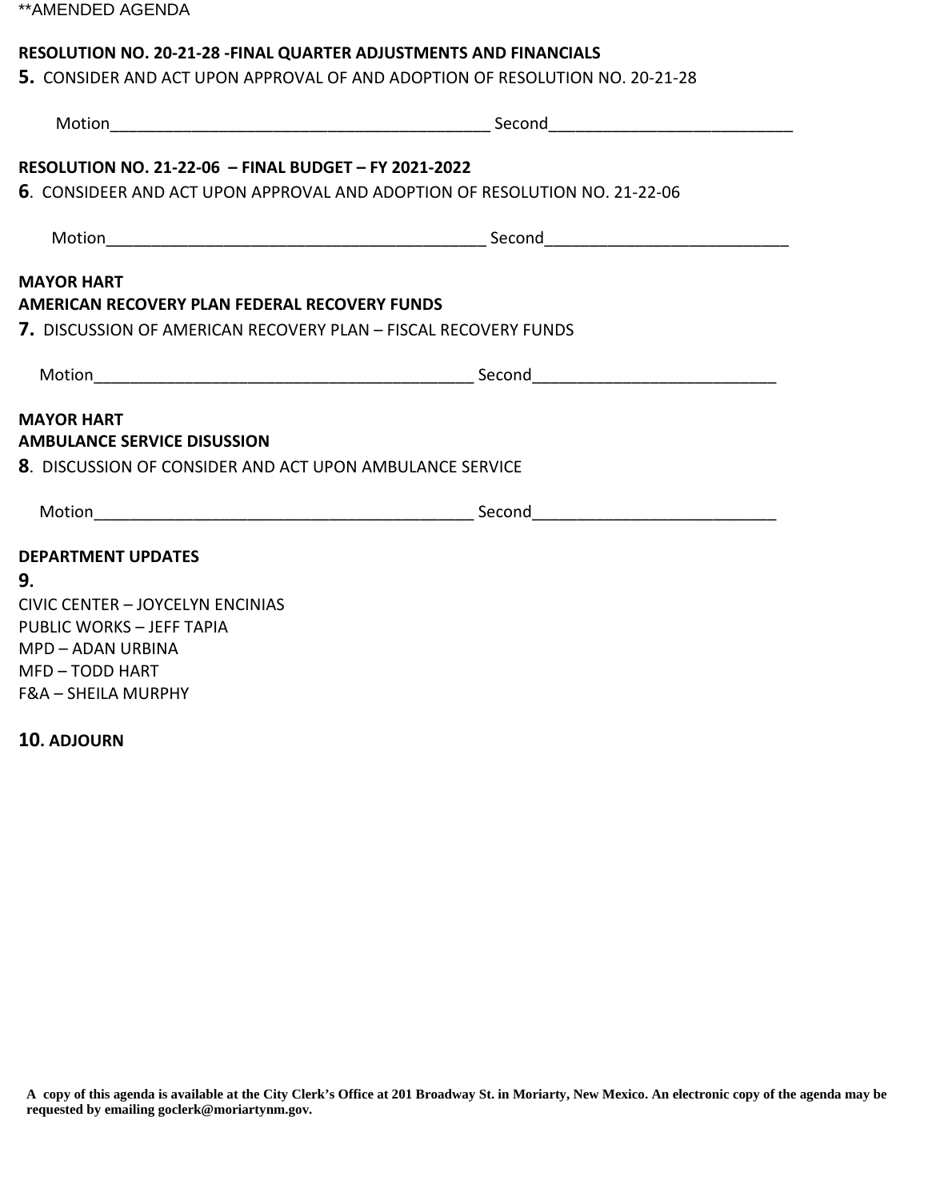**AMENDED AGENDA

**RESOLUTION NO. 20-21-28 -FINAL QUARTER ADJUSTMENTS AND FINANCIALS**

**5.** CONSIDER AND ACT UPON APPROVAL OF AND ADOPTION OF RESOLUTION NO. 20-21-28

Motion__________________________________________ Second___________________________

**RESOLUTION NO. 21-22-06 – FINAL BUDGET – FY 2021-2022**

**6**. CONSIDEER AND ACT UPON APPROVAL AND ADOPTION OF RESOLUTION NO. 21-22-06

Motion__________________________________________ Second___________________________

**MAYOR HART**

**AMERICAN RECOVERY PLAN FEDERAL RECOVERY FUNDS**

**7.** DISCUSSION OF AMERICAN RECOVERY PLAN – FISCAL RECOVERY FUNDS

Motion__________________________________________ Second___________________________

**MAYOR HART**

**AMBULANCE SERVICE DISUSSION**

**8**. DISCUSSION OF CONSIDER AND ACT UPON AMBULANCE SERVICE

Motion__________________________________________ Second___________________________

**DEPARTMENT UPDATES**

**9.**

CIVIC CENTER – JOYCELYN ENCINIAS
PUBLIC WORKS – JEFF TAPIA
MPD – ADAN URBINA
MFD – TODD HART
F&A – SHEILA MURPHY

**10. ADJOURN**

**A copy of this agenda is available at the City Clerk's Office at 201 Broadway St. in Moriarty, New Mexico. An electronic copy of the agenda may be requested by emailing goclerk@moriartynm.gov.**